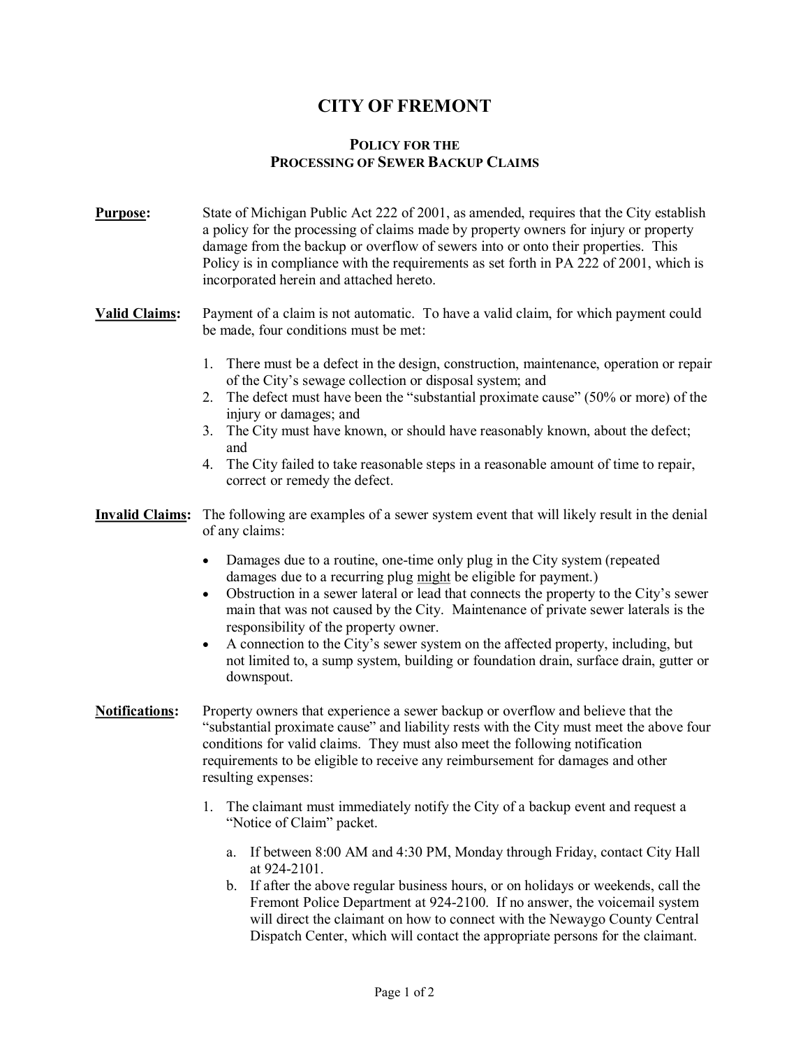# CITY OF FREMONT

## POLICY FOR THE PROCESSING OF SEWER BACKUP CLAIMS

**Purpose:** State of Michigan Public Act 222 of 2001, as amended, requires that the City establish a policy for the processing of claims made by property owners for injury or property damage from the backup or overflow of sewers into or onto their properties. This Policy is in compliance with the requirements as set forth in PA 222 of 2001, which is incorporated herein and attached hereto.

**Valid Claims:** Payment of a claim is not automatic. To have a valid claim, for which payment could be made, four conditions must be met:

1. There must be a defect in the design, construction, maintenance, operation or repair of the City's sewage collection or disposal system; and
2. The defect must have been the "substantial proximate cause" (50% or more) of the injury or damages; and
3. The City must have known, or should have reasonably known, about the defect; and
4. The City failed to take reasonable steps in a reasonable amount of time to repair, correct or remedy the defect.

**Invalid Claims:** The following are examples of a sewer system event that will likely result in the denial of any claims:

- Damages due to a routine, one-time only plug in the City system (repeated damages due to a recurring plug <u>might</u> be eligible for payment.)
- Obstruction in a sewer lateral or lead that connects the property to the City's sewer main that was not caused by the City. Maintenance of private sewer laterals is the responsibility of the property owner.
- A connection to the City's sewer system on the affected property, including, but not limited to, a sump system, building or foundation drain, surface drain, gutter or downspout.

**Notifications:** Property owners that experience a sewer backup or overflow and believe that the "substantial proximate cause" and liability rests with the City must meet the above four conditions for valid claims. They must also meet the following notification requirements to be eligible to receive any reimbursement for damages and other resulting expenses:

1. The claimant must immediately notify the City of a backup event and request a "Notice of Claim" packet.
   a. If between 8:00 AM and 4:30 PM, Monday through Friday, contact City Hall at 924-2101.
   b. If after the above regular business hours, or on holidays or weekends, call the Fremont Police Department at 924-2100. If no answer, the voicemail system will direct the claimant on how to connect with the Newaygo County Central Dispatch Center, which will contact the appropriate persons for the claimant.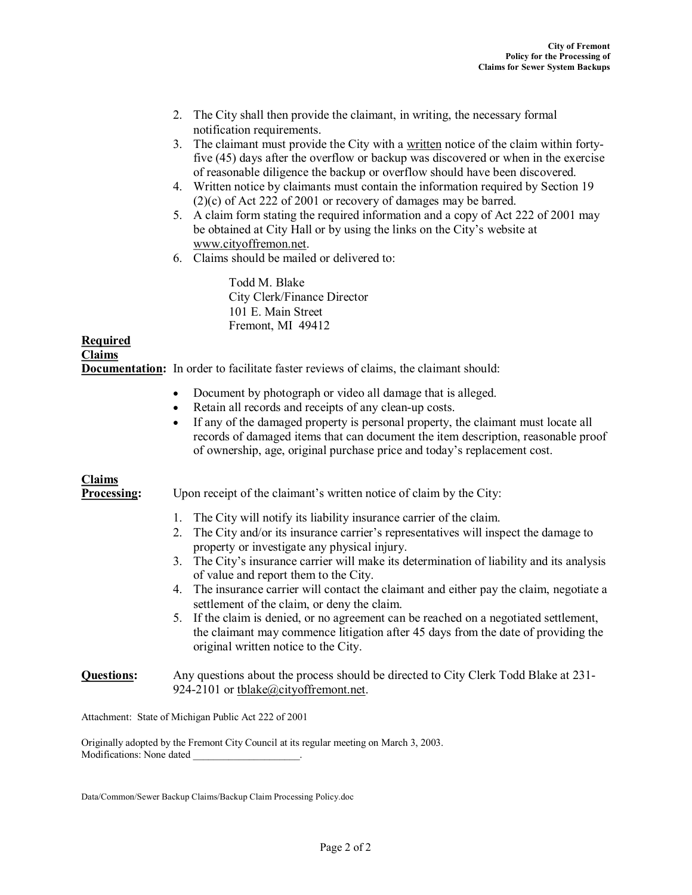2. The City shall then provide the claimant, in writing, the necessary formal notification requirements.
3. The claimant must provide the City with a <u>written</u> notice of the claim within forty-five (45) days after the overflow or backup was discovered or when in the exercise of reasonable diligence the backup or overflow should have been discovered.
4. Written notice by claimants must contain the information required by Section 19 (2)(c) of Act 222 of 2001 or recovery of damages may be barred.
5. A claim form stating the required information and a copy of Act 222 of 2001 may be obtained at City Hall or by using the links on the City's website at www.cityoffremon.net.
6. Claims should be mailed or delivered to:

   Todd M. Blake
   City Clerk/Finance Director
   101 E. Main Street
   Fremont, MI 49412

**Required Claims Documentation:** In order to facilitate faster reviews of claims, the claimant should:

- Document by photograph or video all damage that is alleged.
- Retain all records and receipts of any clean-up costs.
- If any of the damaged property is personal property, the claimant must locate all records of damaged items that can document the item description, reasonable proof of ownership, age, original purchase price and today's replacement cost.

**Claims Processing:** Upon receipt of the claimant's written notice of claim by the City:

1. The City will notify its liability insurance carrier of the claim.
2. The City and/or its insurance carrier's representatives will inspect the damage to property or investigate any physical injury.
3. The City's insurance carrier will make its determination of liability and its analysis of value and report them to the City.
4. The insurance carrier will contact the claimant and either pay the claim, negotiate a settlement of the claim, or deny the claim.
5. If the claim is denied, or no agreement can be reached on a negotiated settlement, the claimant may commence litigation after 45 days from the date of providing the original written notice to the City.

**Questions:** Any questions about the process should be directed to City Clerk Todd Blake at 231-924-2101 or tblake@cityoffremont.net.

Attachment: State of Michigan Public Act 222 of 2001

Originally adopted by the Fremont City Council at its regular meeting on March 3, 2003.
Modifications: None dated ____________________.

Data/Common/Sewer Backup Claims/Backup Claim Processing Policy.doc